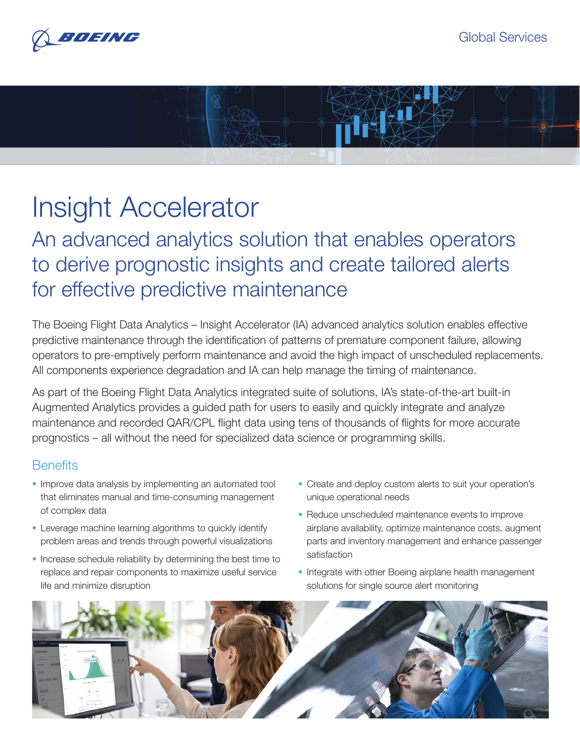# Insight Accelerator

## An advanced analytics solution that enables operators to derive prognostic insights and create tailored alerts for effective predictive maintenance

The Boeing Flight Data Analytics – Insight Accelerator (IA) advanced analytics solution enables effective predictive maintenance through the identification of patterns of premature component failure, allowing operators to pre-emptively perform maintenance and avoid the high impact of unscheduled replacements. All components experience degradation and IA can help manage the timing of maintenance.

As part of the Boeing Flight Data Analytics integrated suite of solutions, IA's state-of-the-art built-in Augmented Analytics provides a guided path for users to easily and quickly integrate and analyze maintenance and recorded QAR/CPL flight data using tens of thousands of flights for more accurate prognostics – all without the need for specialized data science or programming skills.

### Benefits

- Improve data analysis by implementing an automated tool that eliminates manual and time-consuming management of complex data
- Leverage machine learning algorithms to quickly identify problem areas and trends through powerful visualizations
- Increase schedule reliability by determining the best time to replace and repair components to maximize useful service life and minimize disruption
- Create and deploy custom alerts to suit your operation's unique operational needs
- Reduce unscheduled maintenance events to improve airplane availability, optimize maintenance costs, augment parts and inventory management and enhance passenger satisfaction
- Integrate with other Boeing airplane health management solutions for single source alert monitoring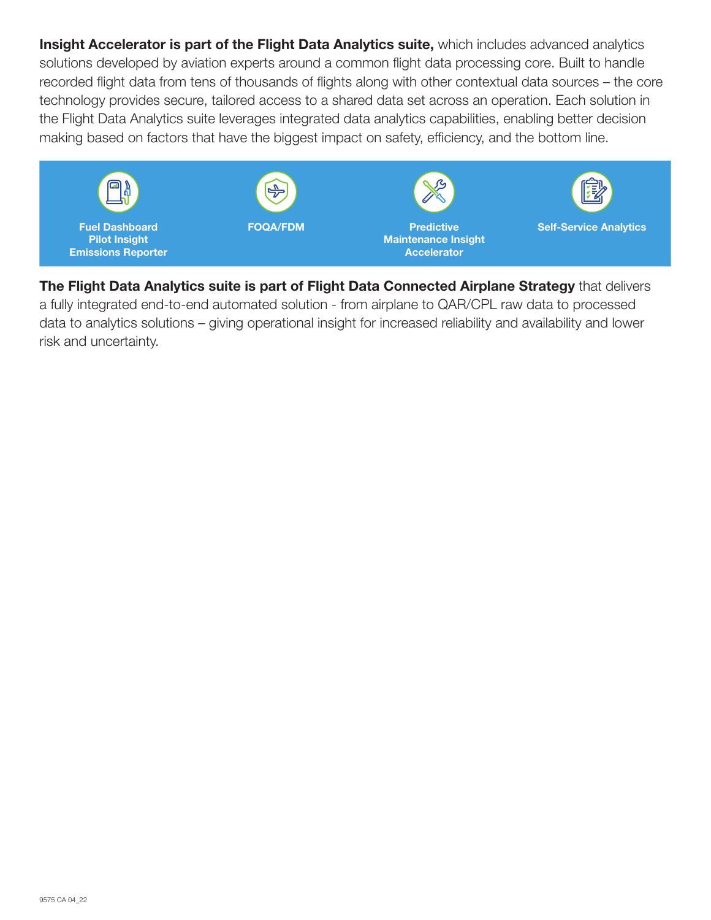**Insight Accelerator is part of the Flight Data Analytics suite,** which includes advanced analytics solutions developed by aviation experts around a common flight data processing core. Built to handle recorded flight data from tens of thousands of flights along with other contextual data sources – the core technology provides secure, tailored access to a shared data set across an operation. Each solution in the Flight Data Analytics suite leverages integrated data analytics capabilities, enabling better decision making based on factors that have the biggest impact on safety, efficiency, and the bottom line.

**Fuel Dashboard**
**Pilot Insight**
**Emissions Reporter**

**FOQA/FDM**

**Predictive**
**Maintenance Insight**
**Accelerator**

**Self-Service Analytics**

**The Flight Data Analytics suite is part of Flight Data Connected Airplane Strategy** that delivers a fully integrated end-to-end automated solution - from airplane to QAR/CPL raw data to processed data to analytics solutions – giving operational insight for increased reliability and availability and lower risk and uncertainty.

9575 CA 04_22